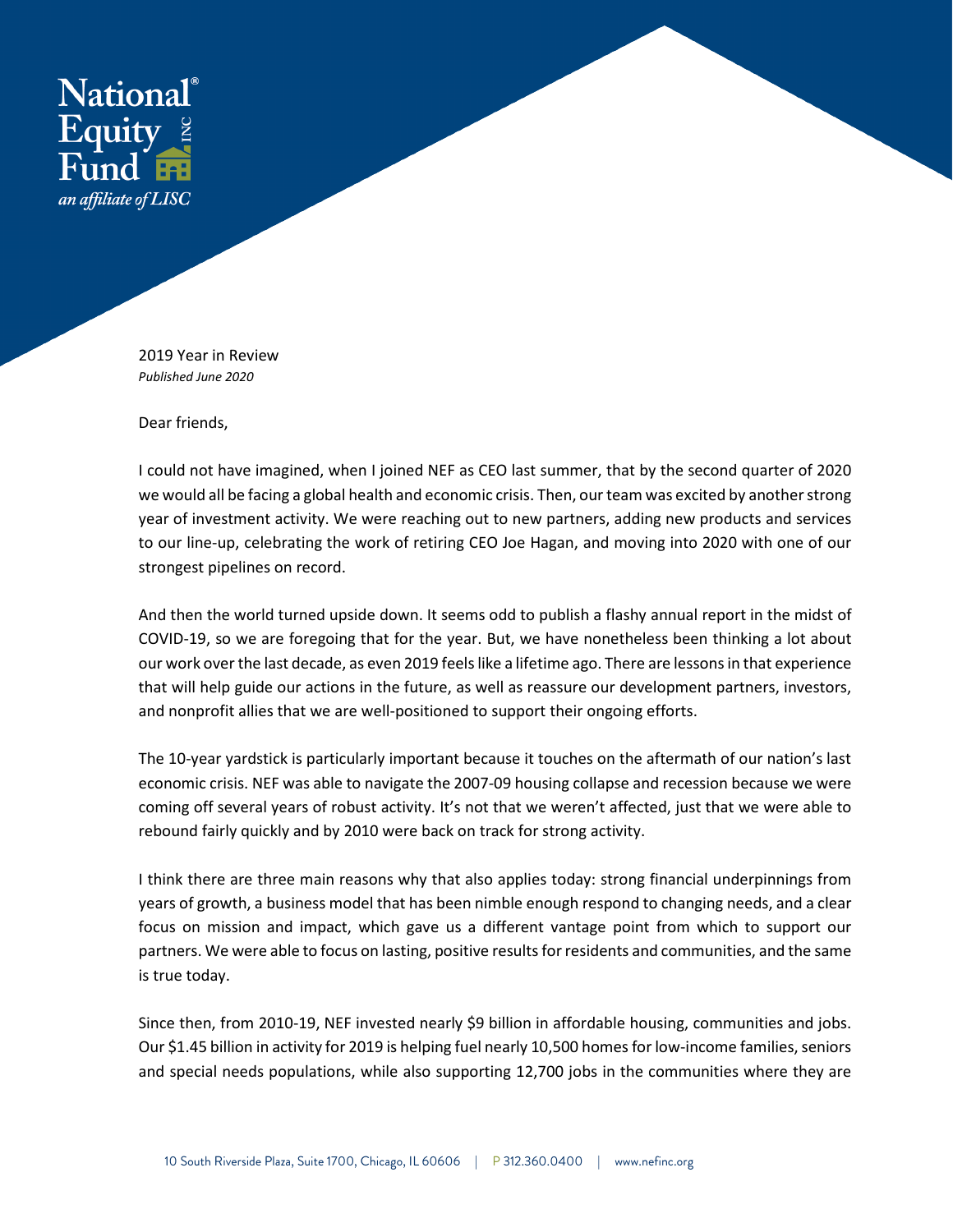2019 Year in Review

*Published June 2020*

Dear friends,

I could not have imagined, when I joined NEF as CEO last summer, that by the second quarter of 2020 we would all be facing a global health and economic crisis. Then, our team was excited by another strong year of investment activity. We were reaching out to new partners, adding new products and services to our line-up, celebrating the work of retiring CEO Joe Hagan, and moving into 2020 with one of our strongest pipelines on record.

And then the world turned upside down. It seems odd to publish a flashy annual report in the midst of COVID-19, so we are foregoing that for the year. But, we have nonetheless been thinking a lot about our work over the last decade, as even 2019 feels like a lifetime ago. There are lessons in that experience that will help guide our actions in the future, as well as reassure our development partners, investors, and nonprofit allies that we are well-positioned to support their ongoing efforts.

The 10-year yardstick is particularly important because it touches on the aftermath of our nation's last economic crisis. NEF was able to navigate the 2007-09 housing collapse and recession because we were coming off several years of robust activity. It's not that we weren't affected, just that we were able to rebound fairly quickly and by 2010 were back on track for strong activity.

I think there are three main reasons why that also applies today: strong financial underpinnings from years of growth, a business model that has been nimble enough respond to changing needs, and a clear focus on mission and impact, which gave us a different vantage point from which to support our partners. We were able to focus on lasting, positive results for residents and communities, and the same is true today.

Since then, from 2010-19, NEF invested nearly $9 billion in affordable housing, communities and jobs. Our $1.45 billion in activity for 2019 is helping fuel nearly 10,500 homes for low-income families, seniors and special needs populations, while also supporting 12,700 jobs in the communities where they are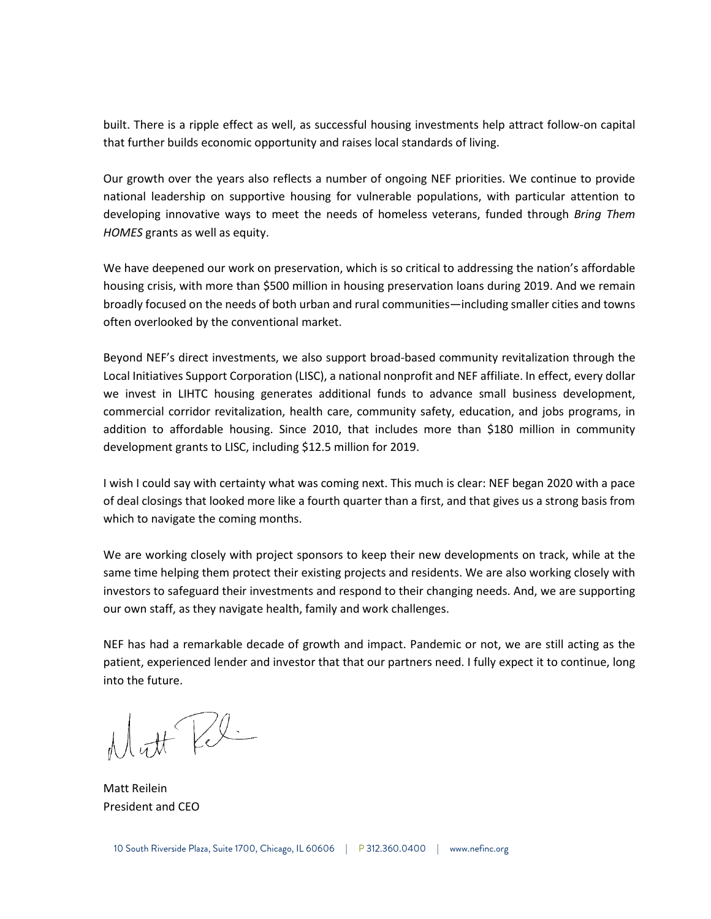built. There is a ripple effect as well, as successful housing investments help attract follow-on capital that further builds economic opportunity and raises local standards of living.

Our growth over the years also reflects a number of ongoing NEF priorities. We continue to provide national leadership on supportive housing for vulnerable populations, with particular attention to developing innovative ways to meet the needs of homeless veterans, funded through *Bring Them HOMES* grants as well as equity.

We have deepened our work on preservation, which is so critical to addressing the nation's affordable housing crisis, with more than $500 million in housing preservation loans during 2019. And we remain broadly focused on the needs of both urban and rural communities—including smaller cities and towns often overlooked by the conventional market.

Beyond NEF's direct investments, we also support broad-based community revitalization through the Local Initiatives Support Corporation (LISC), a national nonprofit and NEF affiliate. In effect, every dollar we invest in LIHTC housing generates additional funds to advance small business development, commercial corridor revitalization, health care, community safety, education, and jobs programs, in addition to affordable housing. Since 2010, that includes more than $180 million in community development grants to LISC, including $12.5 million for 2019.

I wish I could say with certainty what was coming next. This much is clear: NEF began 2020 with a pace of deal closings that looked more like a fourth quarter than a first, and that gives us a strong basis from which to navigate the coming months.

We are working closely with project sponsors to keep their new developments on track, while at the same time helping them protect their existing projects and residents. We are also working closely with investors to safeguard their investments and respond to their changing needs. And, we are supporting our own staff, as they navigate health, family and work challenges.

NEF has had a remarkable decade of growth and impact. Pandemic or not, we are still acting as the patient, experienced lender and investor that that our partners need. I fully expect it to continue, long into the future.

Matt Reilein
President and CEO

10 South Riverside Plaza, Suite 1700, Chicago, IL 60606 | P 312.360.0400 | www.nefinc.org